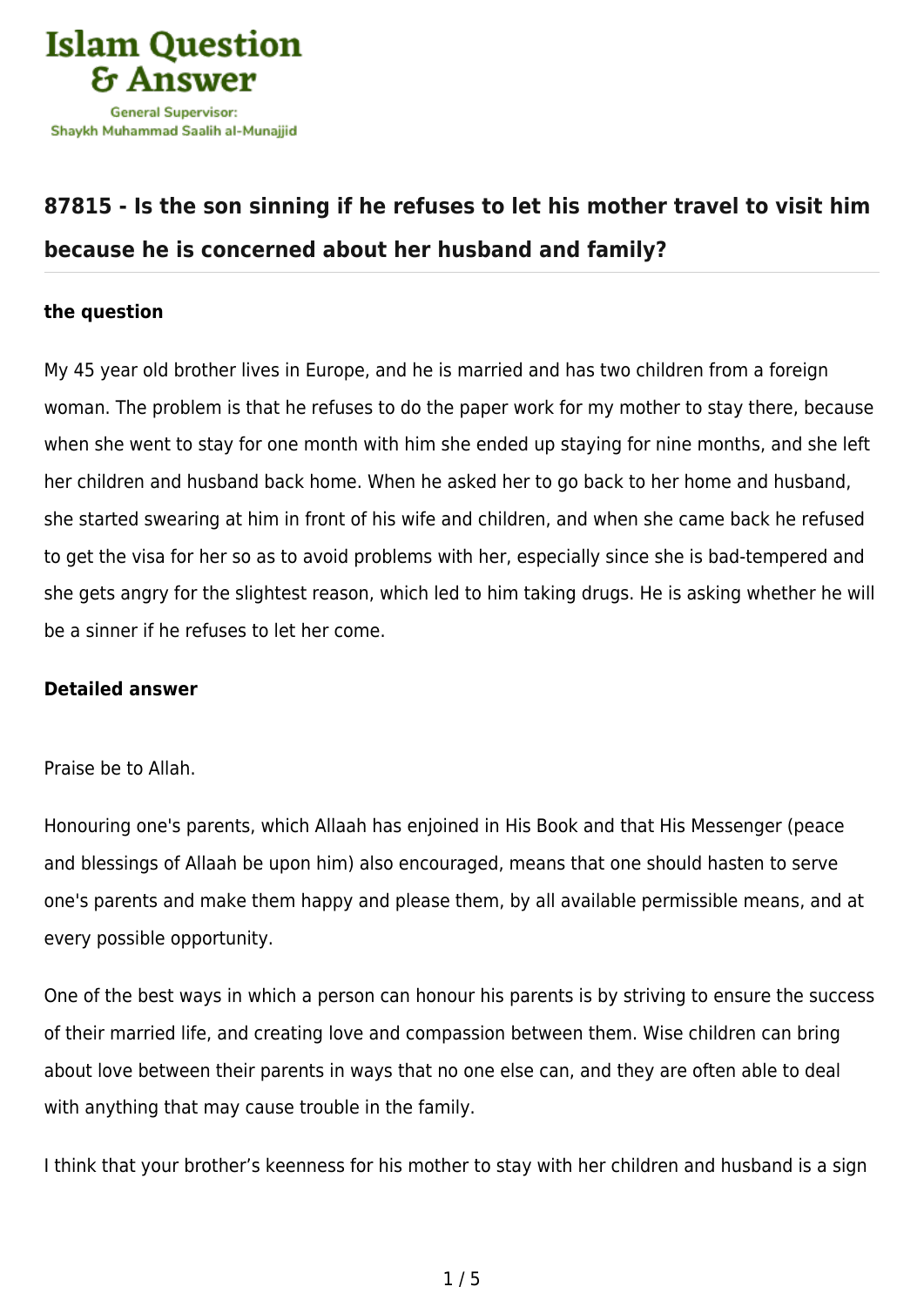# Islam Question & Answer

General Supervisor: Shaykh Muhammad Saalih al-Munajjid

## 87815 - Is the son sinning if he refuses to let his mother travel to visit him because he is concerned about her husband and family?

### the question

My 45 year old brother lives in Europe, and he is married and has two children from a foreign woman. The problem is that he refuses to do the paper work for my mother to stay there, because when she went to stay for one month with him she ended up staying for nine months, and she left her children and husband back home. When he asked her to go back to her home and husband, she started swearing at him in front of his wife and children, and when she came back he refused to get the visa for her so as to avoid problems with her, especially since she is bad-tempered and she gets angry for the slightest reason, which led to him taking drugs. He is asking whether he will be a sinner if he refuses to let her come.

### Detailed answer

Praise be to Allah.

Honouring one's parents, which Allaah has enjoined in His Book and that His Messenger (peace and blessings of Allaah be upon him) also encouraged, means that one should hasten to serve one's parents and make them happy and please them, by all available permissible means, and at every possible opportunity.

One of the best ways in which a person can honour his parents is by striving to ensure the success of their married life, and creating love and compassion between them. Wise children can bring about love between their parents in ways that no one else can, and they are often able to deal with anything that may cause trouble in the family.

I think that your brother's keenness for his mother to stay with her children and husband is a sign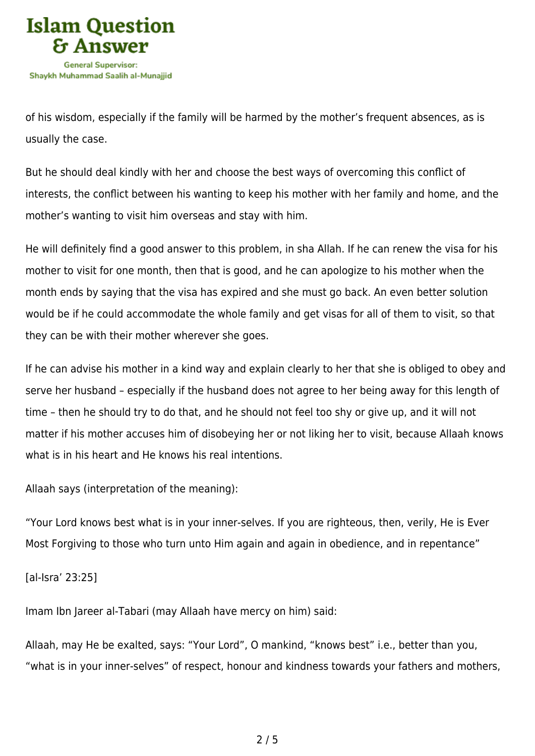of his wisdom, especially if the family will be harmed by the mother's frequent absences, as is usually the case.

But he should deal kindly with her and choose the best ways of overcoming this conflict of interests, the conflict between his wanting to keep his mother with her family and home, and the mother's wanting to visit him overseas and stay with him.

He will definitely find a good answer to this problem, in sha Allah. If he can renew the visa for his mother to visit for one month, then that is good, and he can apologize to his mother when the month ends by saying that the visa has expired and she must go back. An even better solution would be if he could accommodate the whole family and get visas for all of them to visit, so that they can be with their mother wherever she goes.

If he can advise his mother in a kind way and explain clearly to her that she is obliged to obey and serve her husband – especially if the husband does not agree to her being away for this length of time – then he should try to do that, and he should not feel too shy or give up, and it will not matter if his mother accuses him of disobeying her or not liking her to visit, because Allaah knows what is in his heart and He knows his real intentions.

Allaah says (interpretation of the meaning):

"Your Lord knows best what is in your inner-selves. If you are righteous, then, verily, He is Ever Most Forgiving to those who turn unto Him again and again in obedience, and in repentance"

[al-Isra' 23:25]

Imam Ibn Jareer al-Tabari (may Allaah have mercy on him) said:

Allaah, may He be exalted, says: "Your Lord", O mankind, "knows best" i.e., better than you, "what is in your inner-selves" of respect, honour and kindness towards your fathers and mothers,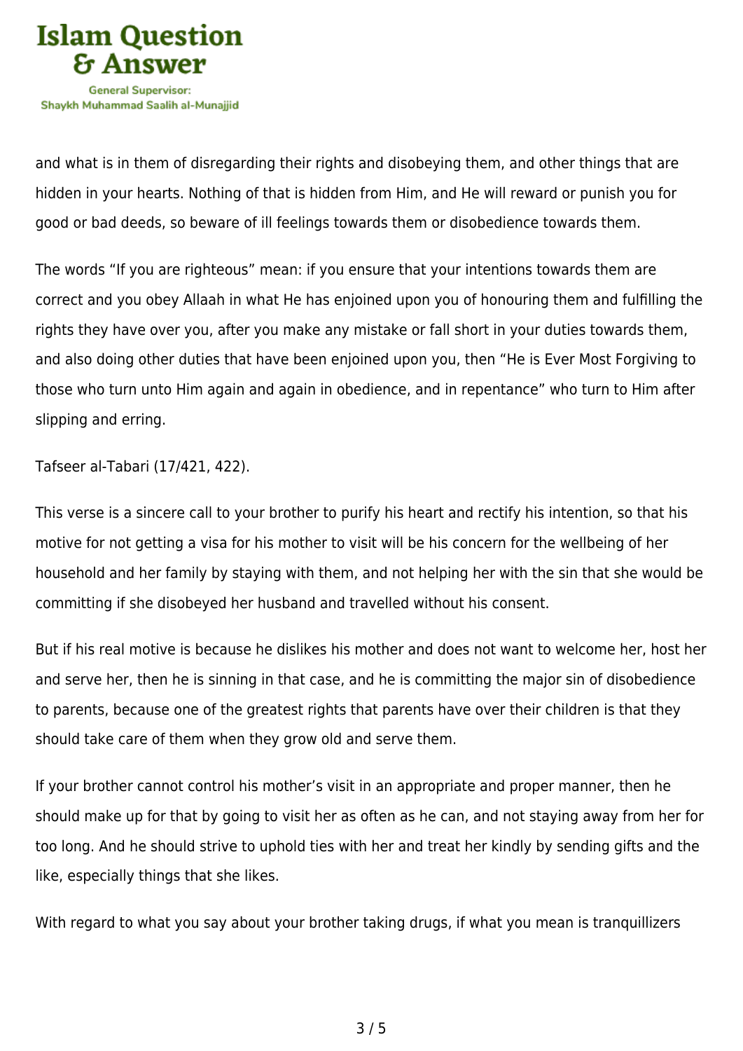and what is in them of disregarding their rights and disobeying them, and other things that are hidden in your hearts. Nothing of that is hidden from Him, and He will reward or punish you for good or bad deeds, so beware of ill feelings towards them or disobedience towards them.

The words "If you are righteous" mean: if you ensure that your intentions towards them are correct and you obey Allaah in what He has enjoined upon you of honouring them and fulfilling the rights they have over you, after you make any mistake or fall short in your duties towards them, and also doing other duties that have been enjoined upon you, then "He is Ever Most Forgiving to those who turn unto Him again and again in obedience, and in repentance" who turn to Him after slipping and erring.

Tafseer al-Tabari (17/421, 422).

This verse is a sincere call to your brother to purify his heart and rectify his intention, so that his motive for not getting a visa for his mother to visit will be his concern for the wellbeing of her household and her family by staying with them, and not helping her with the sin that she would be committing if she disobeyed her husband and travelled without his consent.

But if his real motive is because he dislikes his mother and does not want to welcome her, host her and serve her, then he is sinning in that case, and he is committing the major sin of disobedience to parents, because one of the greatest rights that parents have over their children is that they should take care of them when they grow old and serve them.

If your brother cannot control his mother's visit in an appropriate and proper manner, then he should make up for that by going to visit her as often as he can, and not staying away from her for too long. And he should strive to uphold ties with her and treat her kindly by sending gifts and the like, especially things that she likes.

With regard to what you say about your brother taking drugs, if what you mean is tranquillizers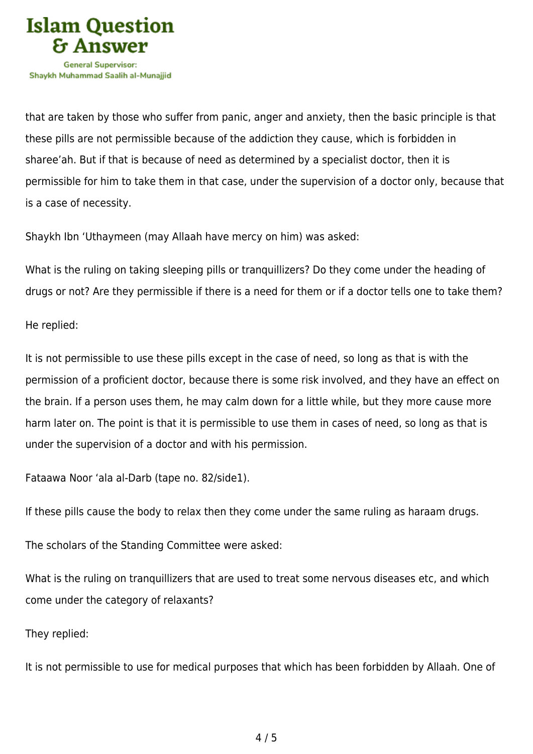that are taken by those who suffer from panic, anger and anxiety, then the basic principle is that these pills are not permissible because of the addiction they cause, which is forbidden in sharee'ah. But if that is because of need as determined by a specialist doctor, then it is permissible for him to take them in that case, under the supervision of a doctor only, because that is a case of necessity.

Shaykh Ibn 'Uthaymeen (may Allaah have mercy on him) was asked:

What is the ruling on taking sleeping pills or tranquillizers? Do they come under the heading of drugs or not? Are they permissible if there is a need for them or if a doctor tells one to take them?

He replied:

It is not permissible to use these pills except in the case of need, so long as that is with the permission of a proficient doctor, because there is some risk involved, and they have an effect on the brain. If a person uses them, he may calm down for a little while, but they more cause more harm later on. The point is that it is permissible to use them in cases of need, so long as that is under the supervision of a doctor and with his permission.

Fataawa Noor 'ala al-Darb (tape no. 82/side1).

If these pills cause the body to relax then they come under the same ruling as haraam drugs.

The scholars of the Standing Committee were asked:

What is the ruling on tranquillizers that are used to treat some nervous diseases etc, and which come under the category of relaxants?

They replied:

It is not permissible to use for medical purposes that which has been forbidden by Allaah. One of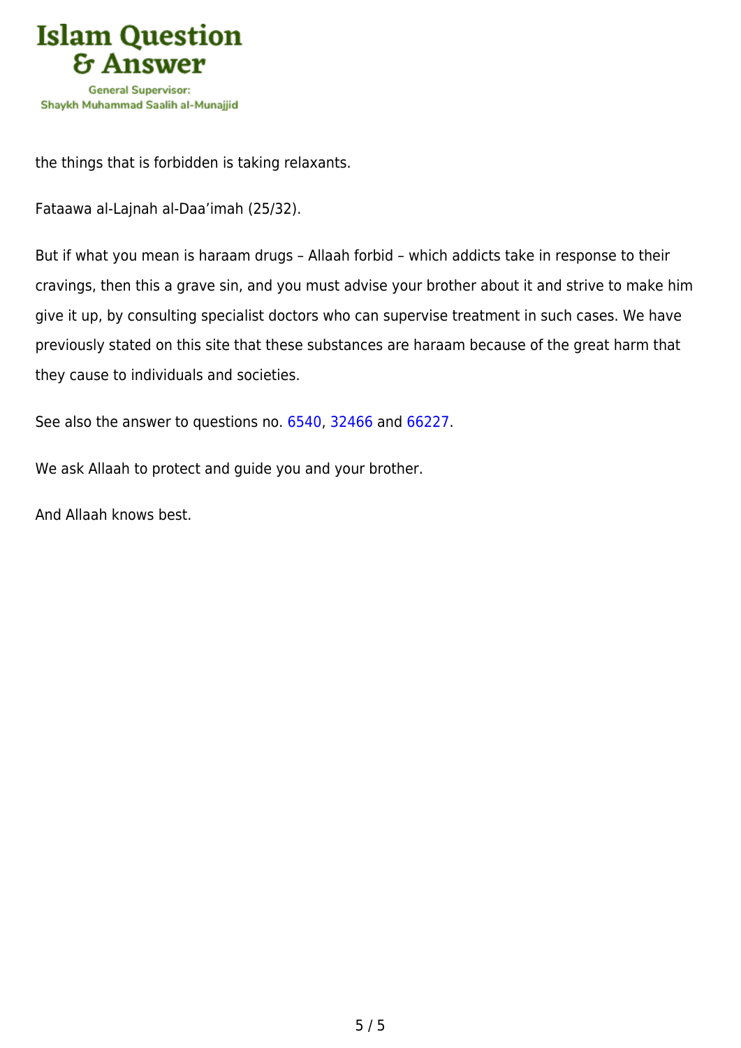the things that is forbidden is taking relaxants.

Fataawa al-Lajnah al-Daa'imah (25/32).

But if what you mean is haraam drugs – Allaah forbid – which addicts take in response to their cravings, then this a grave sin, and you must advise your brother about it and strive to make him give it up, by consulting specialist doctors who can supervise treatment in such cases. We have previously stated on this site that these substances are haraam because of the great harm that they cause to individuals and societies.

See also the answer to questions no. 6540, 32466 and 66227.

We ask Allaah to protect and guide you and your brother.

And Allaah knows best.